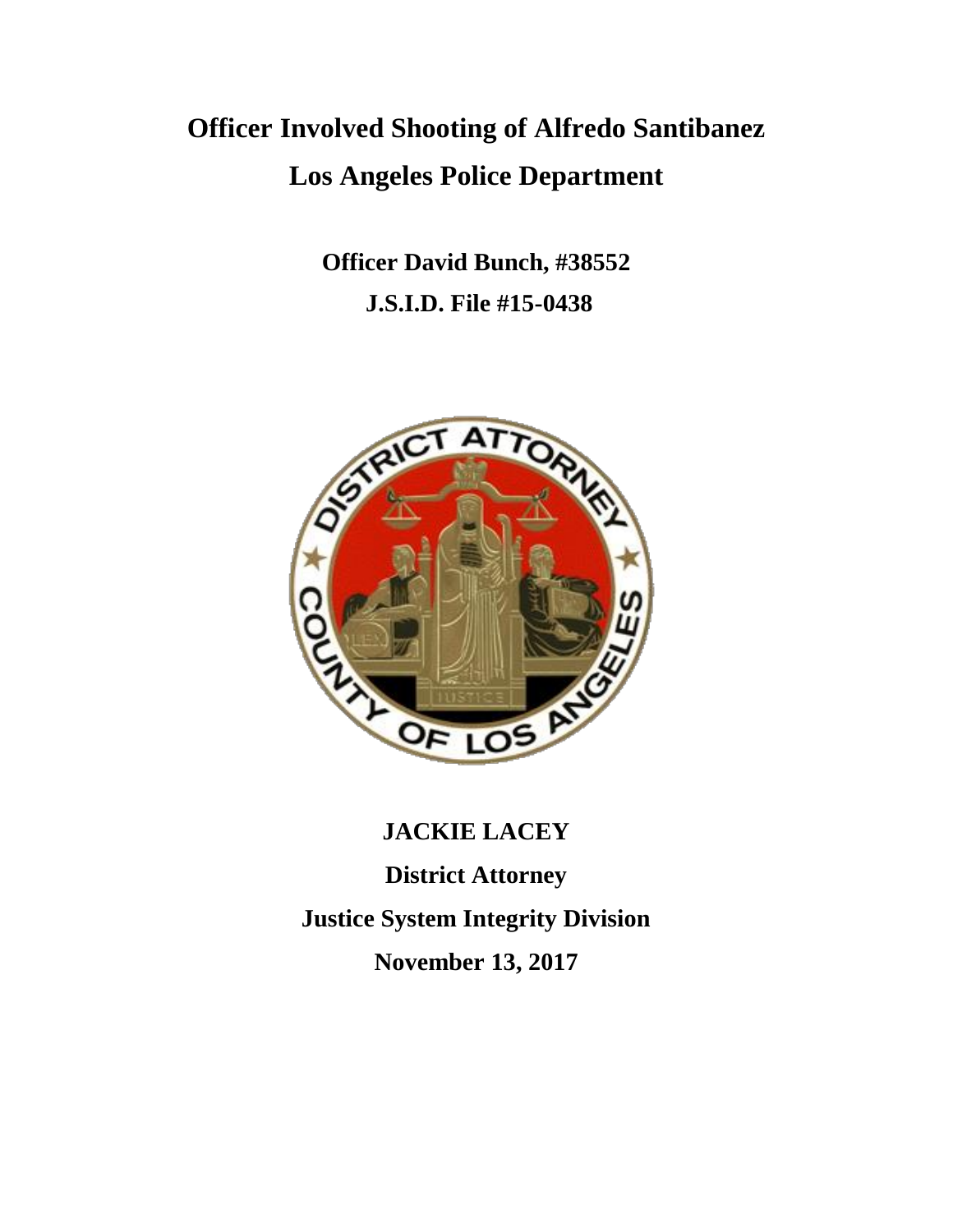# Officer Involved Shooting of Alfredo Santibanez

# Los Angeles Police Department

**Officer David Bunch, #38552**

**J.S.I.D. File #15-0438**

**JACKIE LACEY**

**District Attorney**

**Justice System Integrity Division**

**November 13, 2017**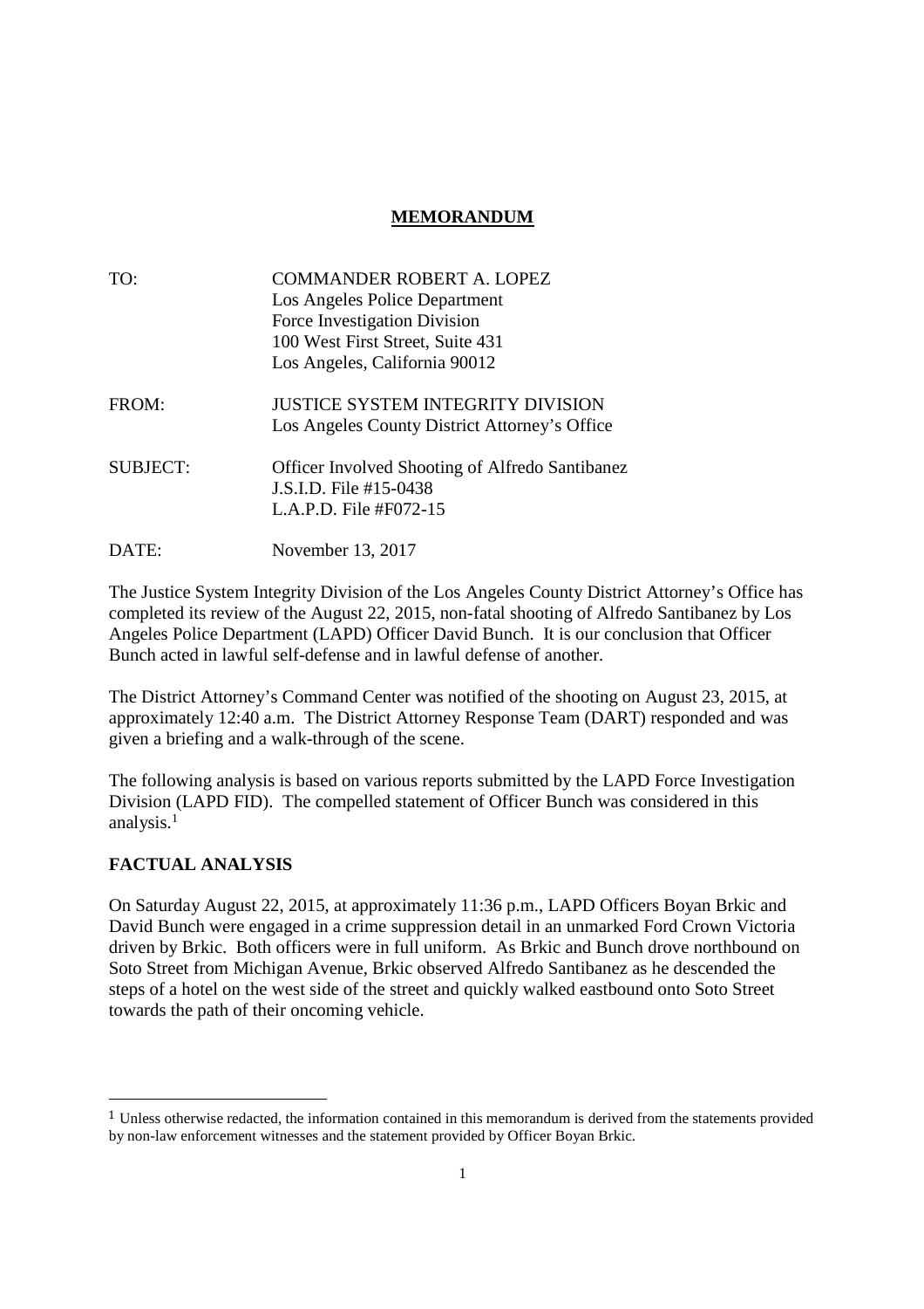**MEMORANDUM**

TO: COMMANDER ROBERT A. LOPEZ
Los Angeles Police Department
Force Investigation Division
100 West First Street, Suite 431
Los Angeles, California 90012

FROM: JUSTICE SYSTEM INTEGRITY DIVISION
Los Angeles County District Attorney's Office

SUBJECT: Officer Involved Shooting of Alfredo Santibanez
J.S.I.D. File #15-0438
L.A.P.D. File #F072-15

DATE: November 13, 2017

The Justice System Integrity Division of the Los Angeles County District Attorney's Office has completed its review of the August 22, 2015, non-fatal shooting of Alfredo Santibanez by Los Angeles Police Department (LAPD) Officer David Bunch. It is our conclusion that Officer Bunch acted in lawful self-defense and in lawful defense of another.

The District Attorney's Command Center was notified of the shooting on August 23, 2015, at approximately 12:40 a.m. The District Attorney Response Team (DART) responded and was given a briefing and a walk-through of the scene.

The following analysis is based on various reports submitted by the LAPD Force Investigation Division (LAPD FID). The compelled statement of Officer Bunch was considered in this analysis.[1]

**FACTUAL ANALYSIS**

On Saturday August 22, 2015, at approximately 11:36 p.m., LAPD Officers Boyan Brkic and David Bunch were engaged in a crime suppression detail in an unmarked Ford Crown Victoria driven by Brkic. Both officers were in full uniform. As Brkic and Bunch drove northbound on Soto Street from Michigan Avenue, Brkic observed Alfredo Santibanez as he descended the steps of a hotel on the west side of the street and quickly walked eastbound onto Soto Street towards the path of their oncoming vehicle.

---

[1] Unless otherwise redacted, the information contained in this memorandum is derived from the statements provided by non-law enforcement witnesses and the statement provided by Officer Boyan Brkic.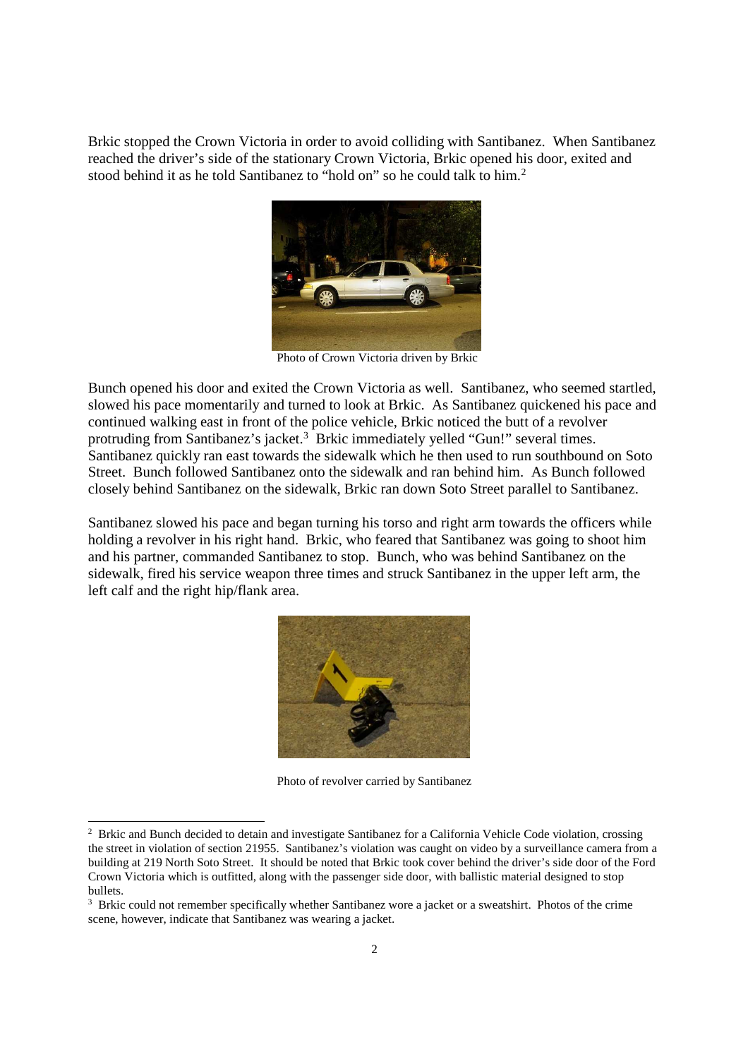Brkic stopped the Crown Victoria in order to avoid colliding with Santibanez. When Santibanez reached the driver's side of the stationary Crown Victoria, Brkic opened his door, exited and stood behind it as he told Santibanez to "hold on" so he could talk to him.[2]

Photo of Crown Victoria driven by Brkic

Bunch opened his door and exited the Crown Victoria as well. Santibanez, who seemed startled, slowed his pace momentarily and turned to look at Brkic. As Santibanez quickened his pace and continued walking east in front of the police vehicle, Brkic noticed the butt of a revolver protruding from Santibanez's jacket.[3] Brkic immediately yelled "Gun!" several times. Santibanez quickly ran east towards the sidewalk which he then used to run southbound on Soto Street. Bunch followed Santibanez onto the sidewalk and ran behind him. As Bunch followed closely behind Santibanez on the sidewalk, Brkic ran down Soto Street parallel to Santibanez.

Santibanez slowed his pace and began turning his torso and right arm towards the officers while holding a revolver in his right hand. Brkic, who feared that Santibanez was going to shoot him and his partner, commanded Santibanez to stop. Bunch, who was behind Santibanez on the sidewalk, fired his service weapon three times and struck Santibanez in the upper left arm, the left calf and the right hip/flank area.

Photo of revolver carried by Santibanez

---

[2] Brkic and Bunch decided to detain and investigate Santibanez for a California Vehicle Code violation, crossing the street in violation of section 21955. Santibanez's violation was caught on video by a surveillance camera from a building at 219 North Soto Street. It should be noted that Brkic took cover behind the driver's side door of the Ford Crown Victoria which is outfitted, along with the passenger side door, with ballistic material designed to stop bullets.

[3] Brkic could not remember specifically whether Santibanez wore a jacket or a sweatshirt. Photos of the crime scene, however, indicate that Santibanez was wearing a jacket.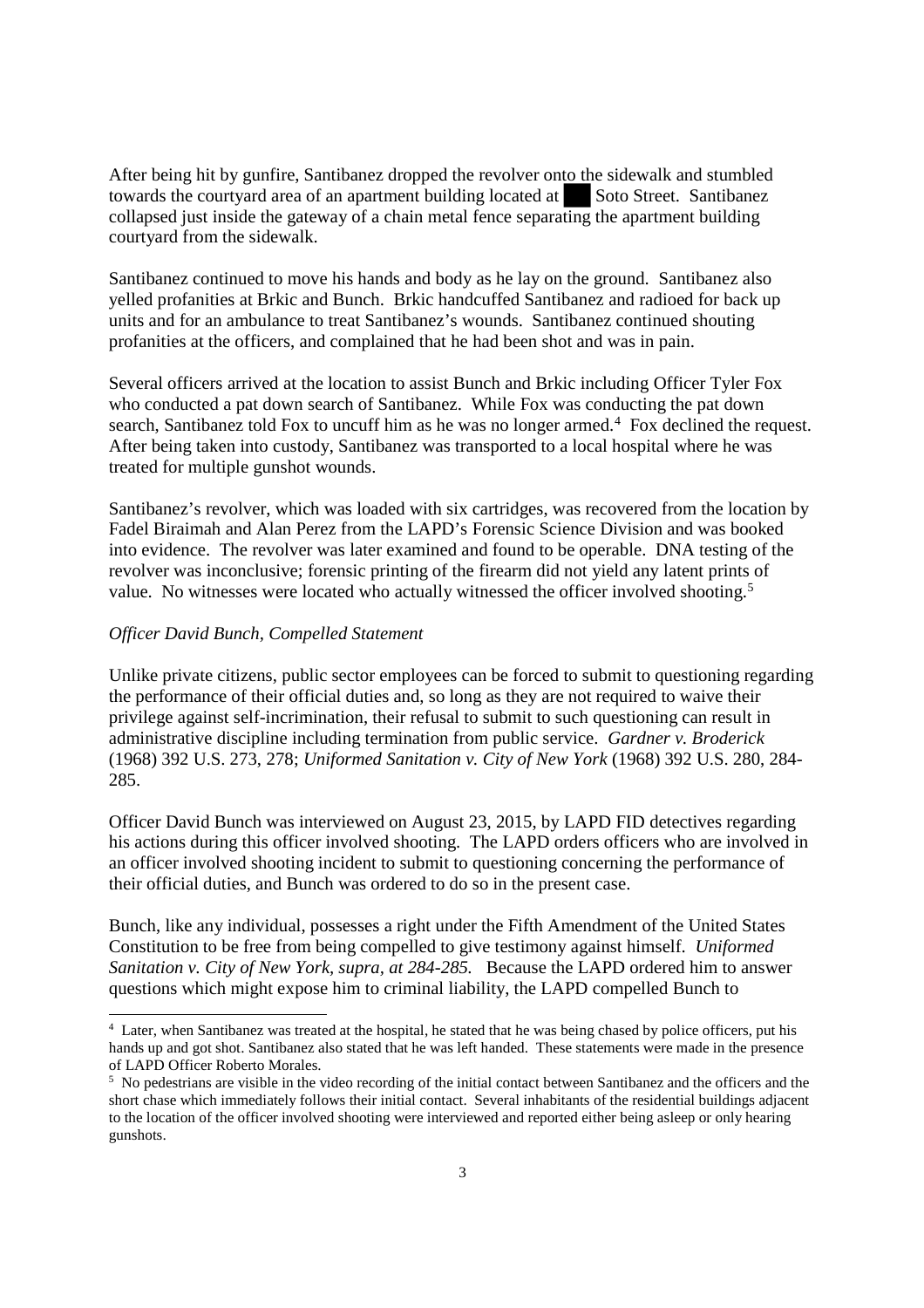After being hit by gunfire, Santibanez dropped the revolver onto the sidewalk and stumbled towards the courtyard area of an apartment building located at ███ Soto Street. Santibanez collapsed just inside the gateway of a chain metal fence separating the apartment building courtyard from the sidewalk.

Santibanez continued to move his hands and body as he lay on the ground. Santibanez also yelled profanities at Brkic and Bunch. Brkic handcuffed Santibanez and radioed for back up units and for an ambulance to treat Santibanez's wounds. Santibanez continued shouting profanities at the officers, and complained that he had been shot and was in pain.

Several officers arrived at the location to assist Bunch and Brkic including Officer Tyler Fox who conducted a pat down search of Santibanez. While Fox was conducting the pat down search, Santibanez told Fox to uncuff him as he was no longer armed.[4] Fox declined the request. After being taken into custody, Santibanez was transported to a local hospital where he was treated for multiple gunshot wounds.

Santibanez's revolver, which was loaded with six cartridges, was recovered from the location by Fadel Biraimah and Alan Perez from the LAPD's Forensic Science Division and was booked into evidence. The revolver was later examined and found to be operable. DNA testing of the revolver was inconclusive; forensic printing of the firearm did not yield any latent prints of value. No witnesses were located who actually witnessed the officer involved shooting.[5]

*Officer David Bunch, Compelled Statement*

Unlike private citizens, public sector employees can be forced to submit to questioning regarding the performance of their official duties and, so long as they are not required to waive their privilege against self-incrimination, their refusal to submit to such questioning can result in administrative discipline including termination from public service. *Gardner v. Broderick* (1968) 392 U.S. 273, 278; *Uniformed Sanitation v. City of New York* (1968) 392 U.S. 280, 284-285.

Officer David Bunch was interviewed on August 23, 2015, by LAPD FID detectives regarding his actions during this officer involved shooting. The LAPD orders officers who are involved in an officer involved shooting incident to submit to questioning concerning the performance of their official duties, and Bunch was ordered to do so in the present case.

Bunch, like any individual, possesses a right under the Fifth Amendment of the United States Constitution to be free from being compelled to give testimony against himself. *Uniformed Sanitation v. City of New York, supra, at 284-285.* Because the LAPD ordered him to answer questions which might expose him to criminal liability, the LAPD compelled Bunch to

---

[4] Later, when Santibanez was treated at the hospital, he stated that he was being chased by police officers, put his hands up and got shot. Santibanez also stated that he was left handed. These statements were made in the presence of LAPD Officer Roberto Morales.

[5] No pedestrians are visible in the video recording of the initial contact between Santibanez and the officers and the short chase which immediately follows their initial contact. Several inhabitants of the residential buildings adjacent to the location of the officer involved shooting were interviewed and reported either being asleep or only hearing gunshots.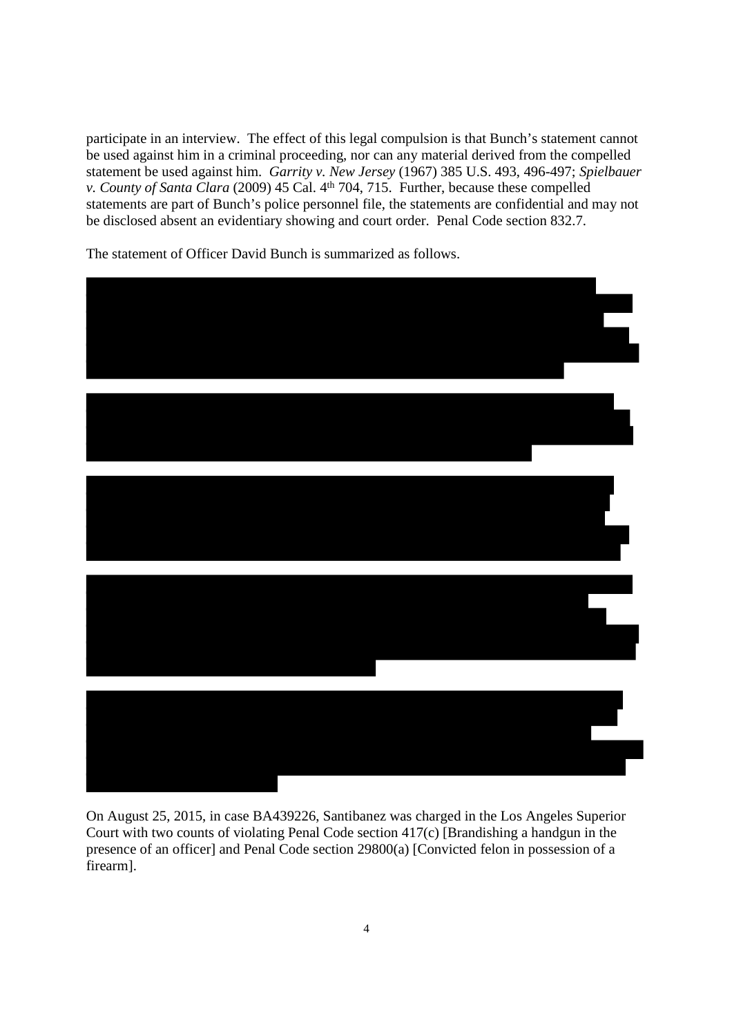participate in an interview. The effect of this legal compulsion is that Bunch's statement cannot be used against him in a criminal proceeding, nor can any material derived from the compelled statement be used against him. *Garrity v. New Jersey* (1967) 385 U.S. 493, 496-497; *Spielbauer v. County of Santa Clara* (2009) 45 Cal. 4th 704, 715. Further, because these compelled statements are part of Bunch's police personnel file, the statements are confidential and may not be disclosed absent an evidentiary showing and court order. Penal Code section 832.7.

The statement of Officer David Bunch is summarized as follows.

On August 25, 2015, in case BA439226, Santibanez was charged in the Los Angeles Superior Court with two counts of violating Penal Code section 417(c) [Brandishing a handgun in the presence of an officer] and Penal Code section 29800(a) [Convicted felon in possession of a firearm].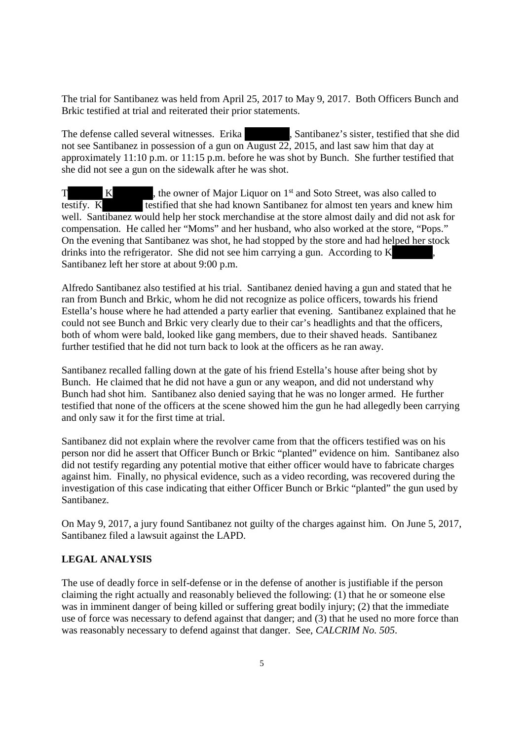The trial for Santibanez was held from April 25, 2017 to May 9, 2017. Both Officers Bunch and Brkic testified at trial and reiterated their prior statements.

The defense called several witnesses. Erika , Santibanez's sister, testified that she did not see Santibanez in possession of a gun on August 22, 2015, and last saw him that day at approximately 11:10 p.m. or 11:15 p.m. before he was shot by Bunch. She further testified that she did not see a gun on the sidewalk after he was shot.

T K , the owner of Major Liquor on 1st and Soto Street, was also called to testify. K testified that she had known Santibanez for almost ten years and knew him well. Santibanez would help her stock merchandise at the store almost daily and did not ask for compensation. He called her "Moms" and her husband, who also worked at the store, "Pops." On the evening that Santibanez was shot, he had stopped by the store and had helped her stock drinks into the refrigerator. She did not see him carrying a gun. According to K , Santibanez left her store at about 9:00 p.m.

Alfredo Santibanez also testified at his trial. Santibanez denied having a gun and stated that he ran from Bunch and Brkic, whom he did not recognize as police officers, towards his friend Estella's house where he had attended a party earlier that evening. Santibanez explained that he could not see Bunch and Brkic very clearly due to their car's headlights and that the officers, both of whom were bald, looked like gang members, due to their shaved heads. Santibanez further testified that he did not turn back to look at the officers as he ran away.

Santibanez recalled falling down at the gate of his friend Estella's house after being shot by Bunch. He claimed that he did not have a gun or any weapon, and did not understand why Bunch had shot him. Santibanez also denied saying that he was no longer armed. He further testified that none of the officers at the scene showed him the gun he had allegedly been carrying and only saw it for the first time at trial.

Santibanez did not explain where the revolver came from that the officers testified was on his person nor did he assert that Officer Bunch or Brkic "planted" evidence on him. Santibanez also did not testify regarding any potential motive that either officer would have to fabricate charges against him. Finally, no physical evidence, such as a video recording, was recovered during the investigation of this case indicating that either Officer Bunch or Brkic "planted" the gun used by Santibanez.

On May 9, 2017, a jury found Santibanez not guilty of the charges against him. On June 5, 2017, Santibanez filed a lawsuit against the LAPD.

## LEGAL ANALYSIS

The use of deadly force in self-defense or in the defense of another is justifiable if the person claiming the right actually and reasonably believed the following: (1) that he or someone else was in imminent danger of being killed or suffering great bodily injury; (2) that the immediate use of force was necessary to defend against that danger; and (3) that he used no more force than was reasonably necessary to defend against that danger. See, *CALCRIM No. 505*.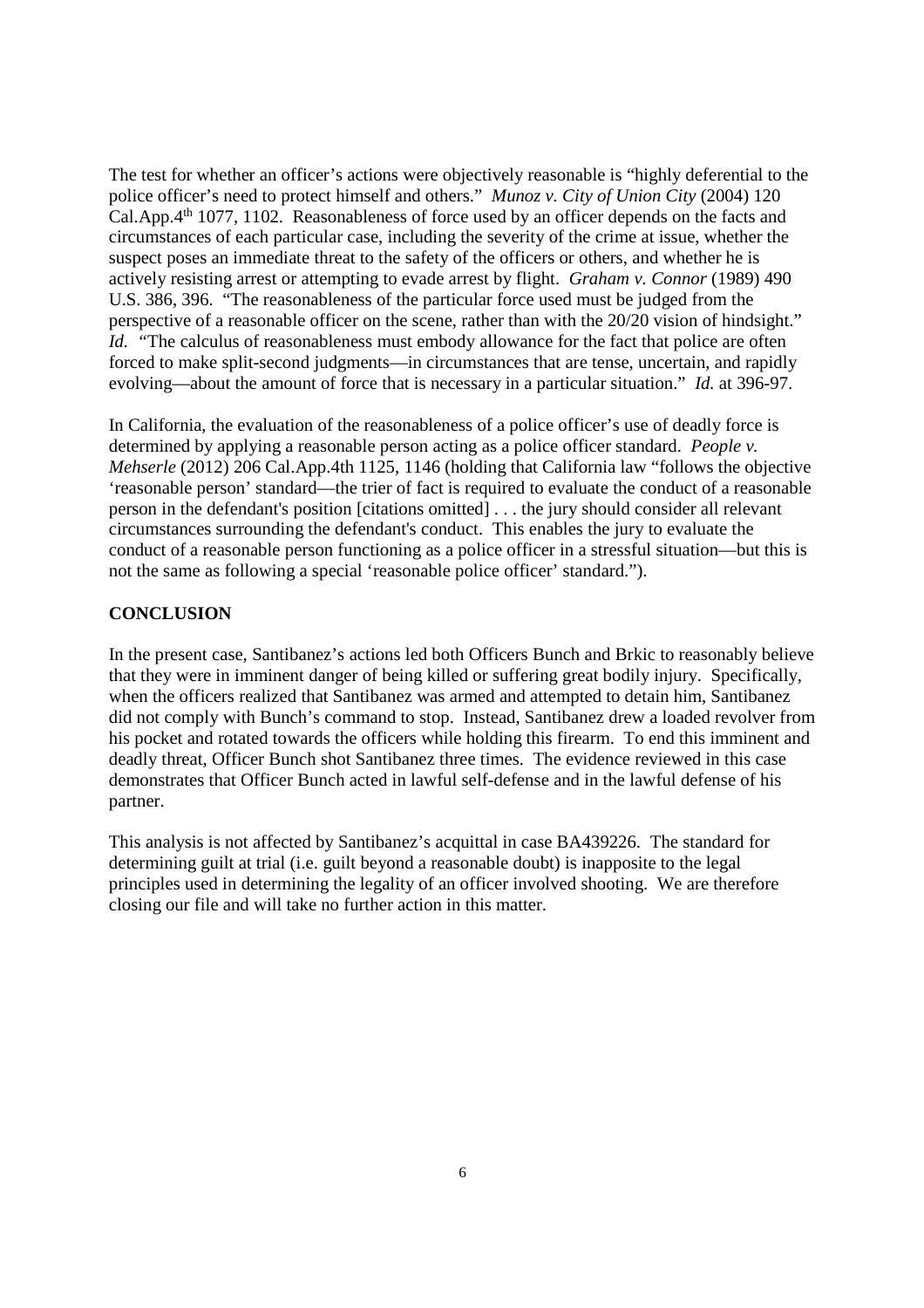The test for whether an officer's actions were objectively reasonable is "highly deferential to the police officer's need to protect himself and others." *Munoz v. City of Union City* (2004) 120 Cal.App.4th 1077, 1102. Reasonableness of force used by an officer depends on the facts and circumstances of each particular case, including the severity of the crime at issue, whether the suspect poses an immediate threat to the safety of the officers or others, and whether he is actively resisting arrest or attempting to evade arrest by flight. *Graham v. Connor* (1989) 490 U.S. 386, 396. "The reasonableness of the particular force used must be judged from the perspective of a reasonable officer on the scene, rather than with the 20/20 vision of hindsight." *Id.* "The calculus of reasonableness must embody allowance for the fact that police are often forced to make split-second judgments—in circumstances that are tense, uncertain, and rapidly evolving—about the amount of force that is necessary in a particular situation." *Id.* at 396-97.

In California, the evaluation of the reasonableness of a police officer's use of deadly force is determined by applying a reasonable person acting as a police officer standard. *People v. Mehserle* (2012) 206 Cal.App.4th 1125, 1146 (holding that California law "follows the objective 'reasonable person' standard—the trier of fact is required to evaluate the conduct of a reasonable person in the defendant's position [citations omitted] . . . the jury should consider all relevant circumstances surrounding the defendant's conduct. This enables the jury to evaluate the conduct of a reasonable person functioning as a police officer in a stressful situation—but this is not the same as following a special 'reasonable police officer' standard.").

**CONCLUSION**

In the present case, Santibanez's actions led both Officers Bunch and Brkic to reasonably believe that they were in imminent danger of being killed or suffering great bodily injury. Specifically, when the officers realized that Santibanez was armed and attempted to detain him, Santibanez did not comply with Bunch's command to stop. Instead, Santibanez drew a loaded revolver from his pocket and rotated towards the officers while holding this firearm. To end this imminent and deadly threat, Officer Bunch shot Santibanez three times. The evidence reviewed in this case demonstrates that Officer Bunch acted in lawful self-defense and in the lawful defense of his partner.

This analysis is not affected by Santibanez's acquittal in case BA439226. The standard for determining guilt at trial (i.e. guilt beyond a reasonable doubt) is inapposite to the legal principles used in determining the legality of an officer involved shooting. We are therefore closing our file and will take no further action in this matter.